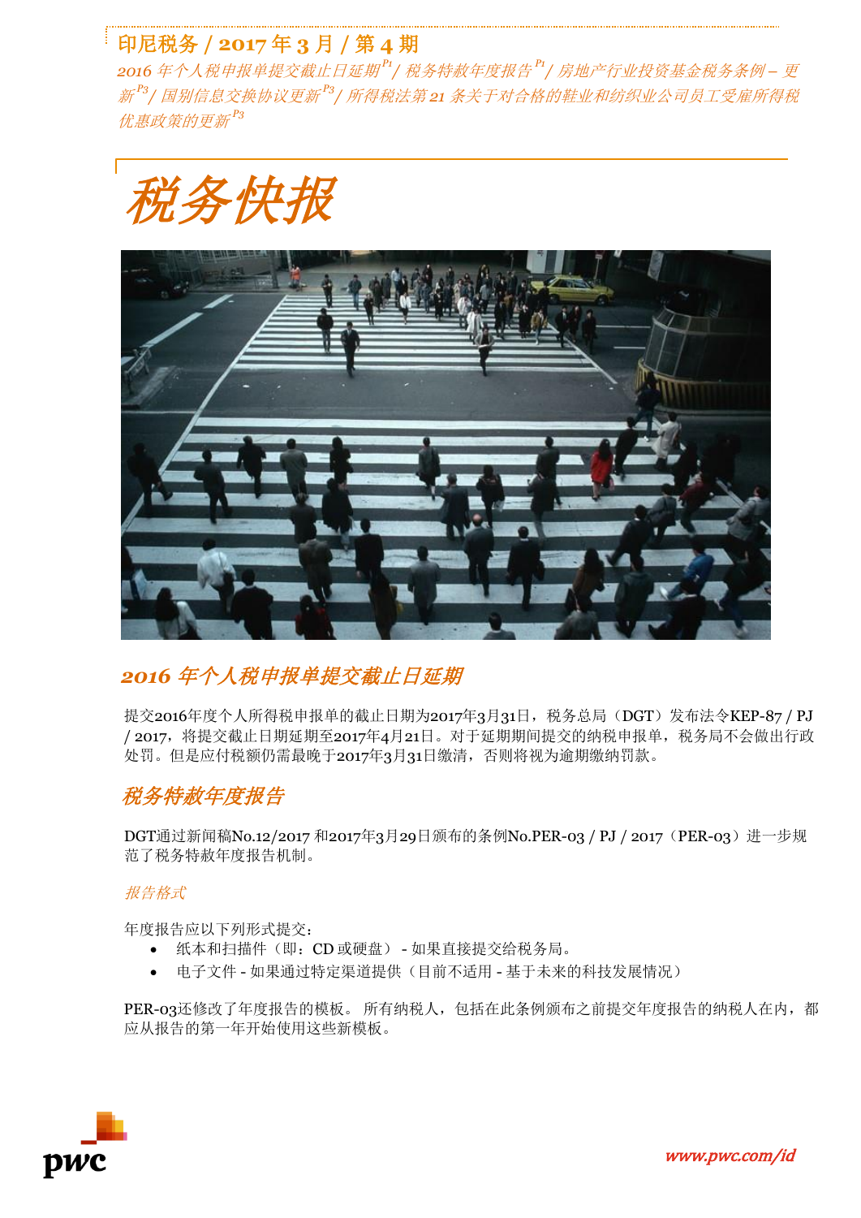# 印尼税务 / 2017 年 3 月 / 第 4 期

*2016 年个人税申报单提交截止日延期[P1] / 税务特赦年度报告[P1] / 房地产行业投资基金税务条例 – 更新[P3] / 国别信息交换协议更新[P3] / 所得税法第 21 条关于对合格的鞋业和纺织业公司员工受雇所得税优惠政策的更新[P3]*

# *税务快报*

## *2016 年个人税申报单提交截止日延期*

提交2016年度个人所得税申报单的截止日期为2017年3月31日，税务总局（DGT）发布法令KEP-87 / PJ / 2017，将提交截止日期延期至2017年4月21日。对于延期期间提交的纳税申报单，税务局不会做出行政处罚。但是应付税额仍需最晚于2017年3月31日缴清，否则将视为逾期缴纳罚款。

## *税务特赦年度报告*

DGT通过新闻稿No.12/2017 和2017年3月29日颁布的条例No.PER-03 / PJ / 2017（PER-03）进一步规范了税务特赦年度报告机制。

### *报告格式*

年度报告应以下列形式提交：

- 纸本和扫描件（即：CD 或硬盘） - 如果直接提交给税务局。
- 电子文件 - 如果通过特定渠道提供（目前不适用 - 基于未来的科技发展情况）

PER-03还修改了年度报告的模板。 所有纳税人，包括在此条例颁布之前提交年度报告的纳税人在内，都应从报告的第一年开始使用这些新模板。

www.pwc.com/id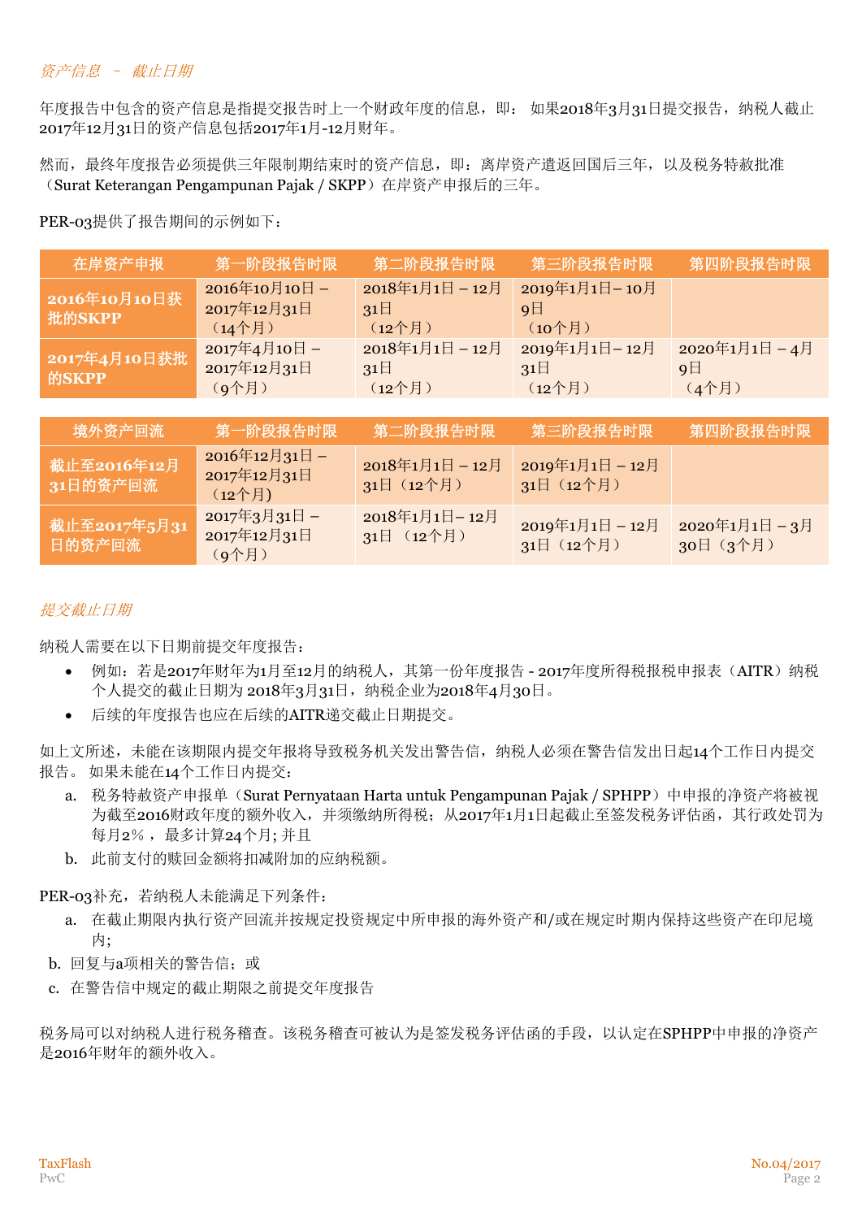*资产信息 – 截止日期*

年度报告中包含的资产信息是指提交报告时上一个财政年度的信息，即： 如果2018年3月31日提交报告，纳税人截止2017年12月31日的资产信息包括2017年1月-12月财年。

然而，最终年度报告必须提供三年限制期结束时的资产信息，即：离岸资产遣返回国后三年，以及税务特赦批准（Surat Keterangan Pengampunan Pajak / SKPP）在岸资产申报后的三年。

PER-03提供了报告期间的示例如下：

| 在岸资产申报 | 第一阶段报告时限 | 第二阶段报告时限 | 第三阶段报告时限 | 第四阶段报告时限 |
|---|---|---|---|---|
| **2016年10月10日获批的SKPP** | 2016年10月10日 – 2017年12月31日（14个月） | 2018年1月1日 – 12月31日（12个月） | 2019年1月1日– 10月9日（10个月） | |
| **2017年4月10日获批的SKPP** | 2017年4月10日 – 2017年12月31日（9个月） | 2018年1月1日 – 12月31日（12个月） | 2019年1月1日– 12月31日（12个月） | 2020年1月1日 – 4月9日（4个月） |

| 境外资产回流 | 第一阶段报告时限 | 第二阶段报告时限 | 第三阶段报告时限 | 第四阶段报告时限 |
|---|---|---|---|---|
| **截止至2016年12月31日的资产回流** | 2016年12月31日 – 2017年12月31日（12个月） | 2018年1月1日 – 12月31日（12个月） | 2019年1月1日 – 12月31日（12个月） | |
| **截止至2017年5月31日的资产回流** | 2017年3月31日 – 2017年12月31日（9个月） | 2018年1月1日– 12月31日 （12个月） | 2019年1月1日 – 12月31日（12个月） | 2020年1月1日 – 3月30日（3个月） |

*提交截止日期*

纳税人需要在以下日期前提交年度报告：

- 例如：若是2017年财年为1月至12月的纳税人，其第一份年度报告 - 2017年度所得税报税申报表（AITR）纳税个人提交的截止日期为 2018年3月31日，纳税企业为2018年4月30日。
- 后续的年度报告也应在后续的AITR递交截止日期提交。

如上文所述，未能在该期限内提交年报将导致税务机关发出警告信，纳税人必须在警告信发出日起14个工作日内提交报告。 如果未能在14个工作日内提交：

a. 税务特赦资产申报单（Surat Pernyataan Harta untuk Pengampunan Pajak / SPHPP）中申报的净资产将被视为截至2016财政年度的额外收入，并须缴纳所得税；从2017年1月1日起截止至签发税务评估函，其行政处罚为每月2%， 最多计算24个月; 并且
b. 此前支付的赎回金额将扣减附加的应纳税额。

PER-03补充，若纳税人未能满足下列条件：

a. 在截止期限内执行资产回流并按规定投资规定中所申报的海外资产和/或在规定时期内保持这些资产在印尼境内;
b. 回复与a项相关的警告信；或
c. 在警告信中规定的截止期限之前提交年度报告

税务局可以对纳税人进行税务稽查。该税务稽查可被认为是签发税务评估函的手段，以认定在SPHPP中申报的净资产是2016年财年的额外收入。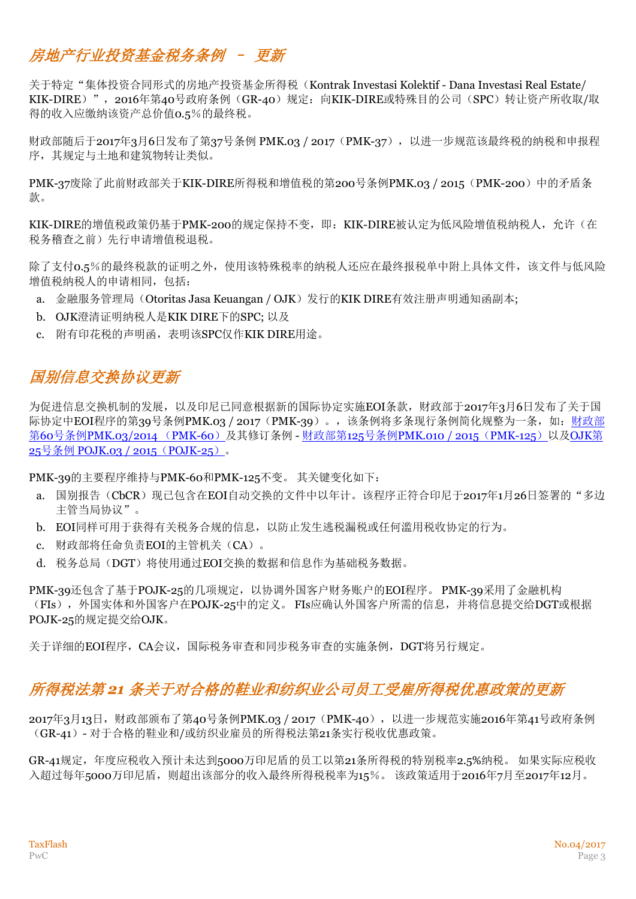## *房地产行业投资基金税务条例 – 更新*

关于特定"集体投资合同形式的房地产投资基金所得税（Kontrak Investasi Kolektif - Dana Investasi Real Estate/ KIK-DIRE）"，2016年第40号政府条例（GR-40）规定：向KIK-DIRE或特殊目的公司（SPC）转让资产所收取/取得的收入应缴纳该资产总价值0.5%的最终税。

财政部随后于2017年3月6日发布了第37号条例 PMK.03 / 2017（PMK-37），以进一步规范该最终税的纳税和申报程序，其规定与土地和建筑物转让类似。

PMK-37废除了此前财政部关于KIK-DIRE所得税和增值税的第200号条例PMK.03 / 2015（PMK-200）中的矛盾条款。

KIK-DIRE的增值税政策仍基于PMK-200的规定保持不变，即：KIK-DIRE被认定为低风险增值税纳税人，允许（在税务稽查之前）先行申请增值税退税。

除了支付0.5%的最终税款的证明之外，使用该特殊税率的纳税人还应在最终报税单中附上具体文件，该文件与低风险增值税纳税人的申请相同，包括：

a. 金融服务管理局（Otoritas Jasa Keuangan / OJK）发行的KIK DIRE有效注册声明通知函副本;
b. OJK澄清证明纳税人是KIK DIRE下的SPC; 以及
c. 附有印花税的声明函，表明该SPC仅作KIK DIRE用途。

## *国别信息交换协议更新*

为促进信息交换机制的发展，以及印尼已同意根据新的国际协定实施EOI条款，财政部于2017年3月6日发布了关于国际协定中EOI程序的第39号条例PMK.03 / 2017（PMK-39）。，该条例将多条现行条例简化规整为一条，如：财政部第60号条例PMK.03/2014 （PMK-60）及其修订条例 - 财政部第125号条例PMK.010 / 2015（PMK-125）以及OJK第25号条例 POJK.03 / 2015（POJK-25）。

PMK-39的主要程序维持与PMK-60和PMK-125不变。 其关键变化如下：

a. 国别报告（CbCR）现已包含在EOI自动交换的文件中以年计。该程序正符合印尼于2017年1月26日签署的"多边主管当局协议"。
b. EOI同样可用于获得有关税务合规的信息，以防止发生逃税漏税或任何滥用税收协定的行为。
c. 财政部将任命负责EOI的主管机关（CA）。
d. 税务总局（DGT）将使用通过EOI交换的数据和信息作为基础税务数据。

PMK-39还包含了基于POJK-25的几项规定，以协调外国客户财务账户的EOI程序。 PMK-39采用了金融机构（FIs），外国实体和外国客户在POJK-25中的定义。 FIs应确认外国客户所需的信息，并将信息提交给DGT或根据POJK-25的规定提交给OJK。

关于详细的EOI程序，CA会议，国际税务审查和同步税务审查的实施条例，DGT将另行规定。

## *所得税法第 21 条关于对合格的鞋业和纺织业公司员工受雇所得税优惠政策的更新*

2017年3月13日，财政部颁布了第40号条例PMK.03 / 2017（PMK-40），以进一步规范实施2016年第41号政府条例（GR-41）- 对于合格的鞋业和/或纺织业雇员的所得税法第21条实行税收优惠政策。

GR-41规定，年度应税收入预计未达到5000万印尼盾的员工以第21条所得税的特别税率2.5%纳税。 如果实际应税收入超过每年5000万印尼盾，则超出该部分的收入最终所得税税率为15%。 该政策适用于2016年7月至2017年12月。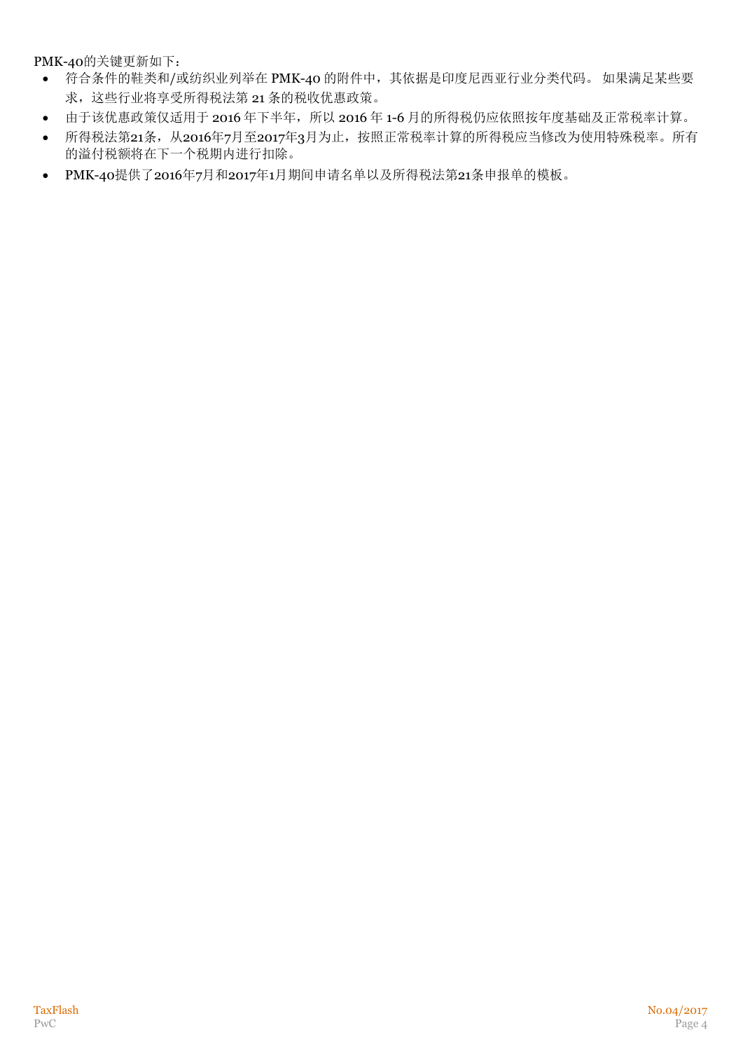PMK-40的关键更新如下：

- 符合条件的鞋类和/或纺织业列举在 PMK-40 的附件中，其依据是印度尼西亚行业分类代码。 如果满足某些要求，这些行业将享受所得税法第 21 条的税收优惠政策。
- 由于该优惠政策仅适用于 2016 年下半年，所以 2016 年 1-6 月的所得税仍应依照按年度基础及正常税率计算。
- 所得税法第21条，从2016年7月至2017年3月为止，按照正常税率计算的所得税应当修改为使用特殊税率。所有的溢付税额将在下一个税期内进行扣除。
- PMK-40提供了2016年7月和2017年1月期间申请名单以及所得税法第21条申报单的模板。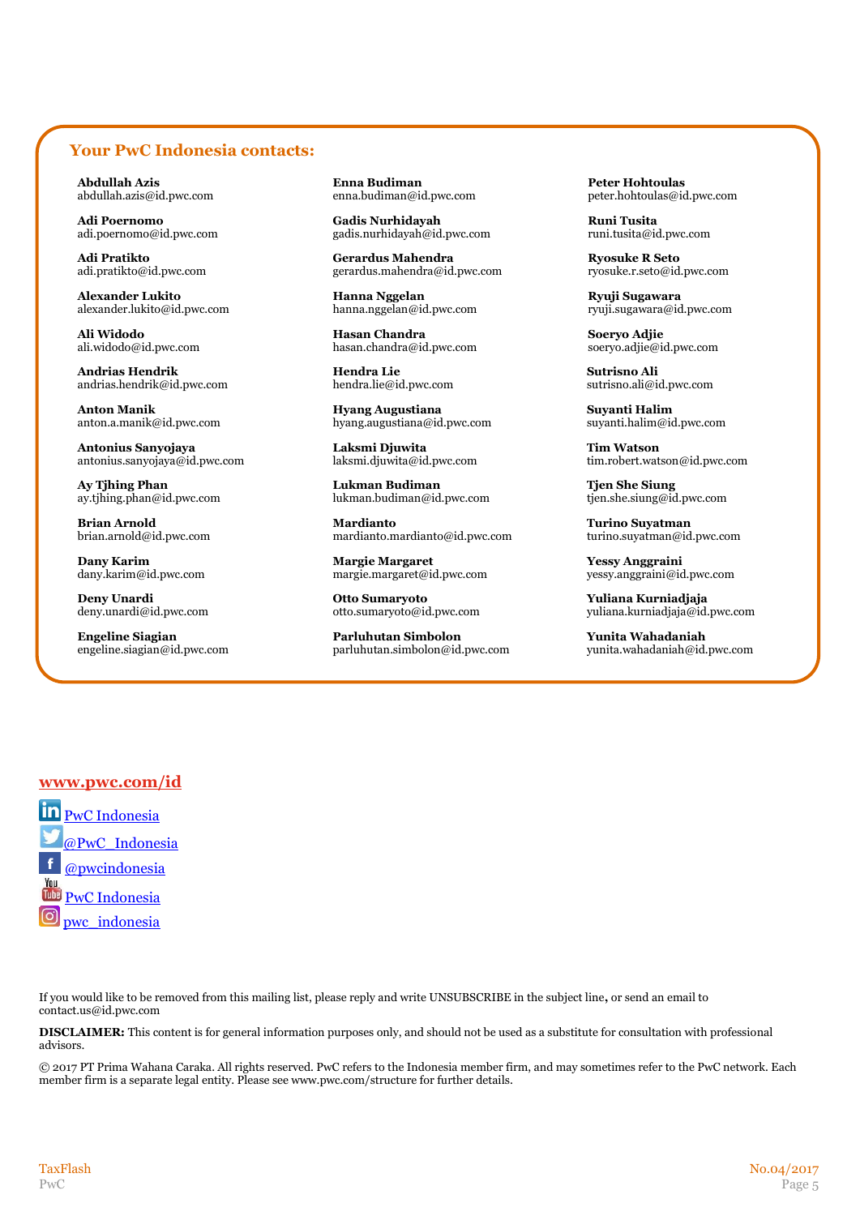## Your PwC Indonesia contacts:

**Abdullah Azis**
abdullah.azis@id.pwc.com

**Adi Poernomo**
adi.poernomo@id.pwc.com

**Adi Pratikto**
adi.pratikto@id.pwc.com

**Alexander Lukito**
alexander.lukito@id.pwc.com

**Ali Widodo**
ali.widodo@id.pwc.com

**Andrias Hendrik**
andrias.hendrik@id.pwc.com

**Anton Manik**
anton.a.manik@id.pwc.com

**Antonius Sanyojaya**
antonius.sanyojaya@id.pwc.com

**Ay Tjhing Phan**
ay.tjhing.phan@id.pwc.com

**Brian Arnold**
brian.arnold@id.pwc.com

**Dany Karim**
dany.karim@id.pwc.com

**Deny Unardi**
deny.unardi@id.pwc.com

**Engeline Siagian**
engeline.siagian@id.pwc.com

**Enna Budiman**
enna.budiman@id.pwc.com

**Gadis Nurhidayah**
gadis.nurhidayah@id.pwc.com

**Gerardus Mahendra**
gerardus.mahendra@id.pwc.com

**Hanna Nggelan**
hanna.nggelan@id.pwc.com

**Hasan Chandra**
hasan.chandra@id.pwc.com

**Hendra Lie**
hendra.lie@id.pwc.com

**Hyang Augustiana**
hyang.augustiana@id.pwc.com

**Laksmi Djuwita**
laksmi.djuwita@id.pwc.com

**Lukman Budiman**
lukman.budiman@id.pwc.com

**Mardianto**
mardianto.mardianto@id.pwc.com

**Margie Margaret**
margie.margaret@id.pwc.com

**Otto Sumaryoto**
otto.sumaryoto@id.pwc.com

**Parluhutan Simbolon**
parluhutan.simbolon@id.pwc.com

**Peter Hohtoulas**
peter.hohtoulas@id.pwc.com

**Runi Tusita**
runi.tusita@id.pwc.com

**Ryosuke R Seto**
ryosuke.r.seto@id.pwc.com

**Ryuji Sugawara**
ryuji.sugawara@id.pwc.com

**Soeryo Adjie**
soeryo.adjie@id.pwc.com

**Sutrisno Ali**
sutrisno.ali@id.pwc.com

**Suyanti Halim**
suyanti.halim@id.pwc.com

**Tim Watson**
tim.robert.watson@id.pwc.com

**Tjen She Siung**
tjen.she.siung@id.pwc.com

**Turino Suyatman**
turino.suyatman@id.pwc.com

**Yessy Anggraini**
yessy.anggraini@id.pwc.com

**Yuliana Kurniadjaja**
yuliana.kurniadjaja@id.pwc.com

**Yunita Wahadaniah**
yunita.wahadaniah@id.pwc.com

**www.pwc.com/id**

PwC Indonesia

@PwC_Indonesia

@pwcindonesia

PwC Indonesia

pwc_indonesia

If you would like to be removed from this mailing list, please reply and write UNSUBSCRIBE in the subject line, or send an email to contact.us@id.pwc.com

**DISCLAIMER:** This content is for general information purposes only, and should not be used as a substitute for consultation with professional advisors.

© 2017 PT Prima Wahana Caraka. All rights reserved. PwC refers to the Indonesia member firm, and may sometimes refer to the PwC network. Each member firm is a separate legal entity. Please see www.pwc.com/structure for further details.